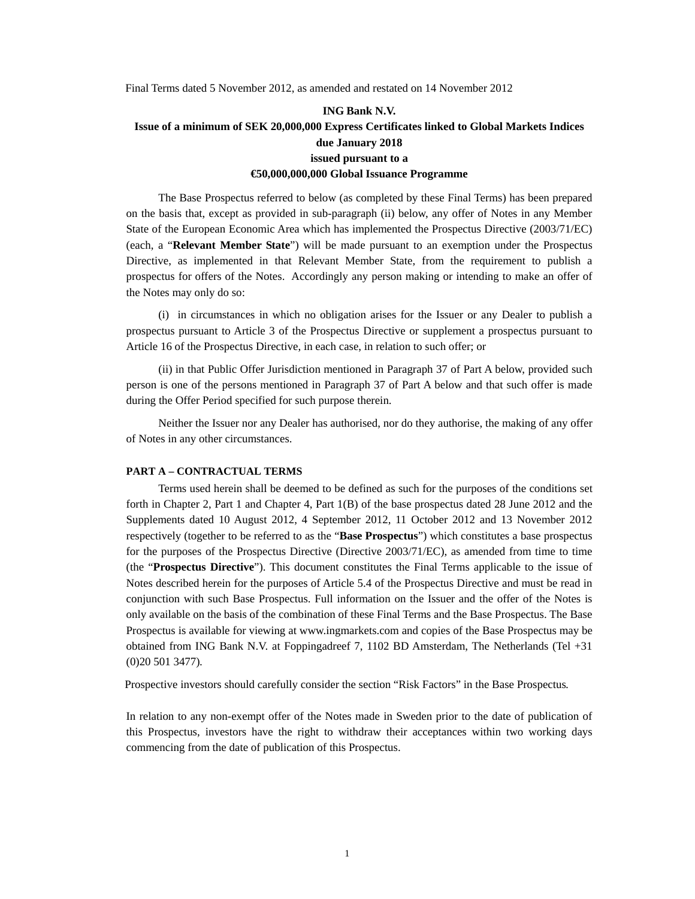Final Terms dated 5 November 2012, as amended and restated on 14 November 2012

**ING Bank N.V.**

**Issue of a minimum of SEK 20,000,000 Express Certificates linked to Global Markets Indices due January 2018**

**issued pursuant to a**

**€50,000,000,000 Global Issuance Programme**

The Base Prospectus referred to below (as completed by these Final Terms) has been prepared on the basis that, except as provided in sub-paragraph (ii) below, any offer of Notes in any Member State of the European Economic Area which has implemented the Prospectus Directive (2003/71/EC) (each, a "**Relevant Member State**") will be made pursuant to an exemption under the Prospectus Directive, as implemented in that Relevant Member State, from the requirement to publish a prospectus for offers of the Notes. Accordingly any person making or intending to make an offer of the Notes may only do so:

(i) in circumstances in which no obligation arises for the Issuer or any Dealer to publish a prospectus pursuant to Article 3 of the Prospectus Directive or supplement a prospectus pursuant to Article 16 of the Prospectus Directive, in each case, in relation to such offer; or

(ii) in that Public Offer Jurisdiction mentioned in Paragraph 37 of Part A below, provided such person is one of the persons mentioned in Paragraph 37 of Part A below and that such offer is made during the Offer Period specified for such purpose therein.

Neither the Issuer nor any Dealer has authorised, nor do they authorise, the making of any offer of Notes in any other circumstances.

**PART A – CONTRACTUAL TERMS**

Terms used herein shall be deemed to be defined as such for the purposes of the conditions set forth in Chapter 2, Part 1 and Chapter 4, Part 1(B) of the base prospectus dated 28 June 2012 and the Supplements dated 10 August 2012, 4 September 2012, 11 October 2012 and 13 November 2012 respectively (together to be referred to as the "**Base Prospectus**") which constitutes a base prospectus for the purposes of the Prospectus Directive (Directive 2003/71/EC), as amended from time to time (the "**Prospectus Directive**"). This document constitutes the Final Terms applicable to the issue of Notes described herein for the purposes of Article 5.4 of the Prospectus Directive and must be read in conjunction with such Base Prospectus. Full information on the Issuer and the offer of the Notes is only available on the basis of the combination of these Final Terms and the Base Prospectus. The Base Prospectus is available for viewing at www.ingmarkets.com and copies of the Base Prospectus may be obtained from ING Bank N.V. at Foppingadreef 7, 1102 BD Amsterdam, The Netherlands (Tel +31 (0)20 501 3477).

Prospective investors should carefully consider the section "Risk Factors" in the Base Prospectus.

In relation to any non-exempt offer of the Notes made in Sweden prior to the date of publication of this Prospectus, investors have the right to withdraw their acceptances within two working days commencing from the date of publication of this Prospectus.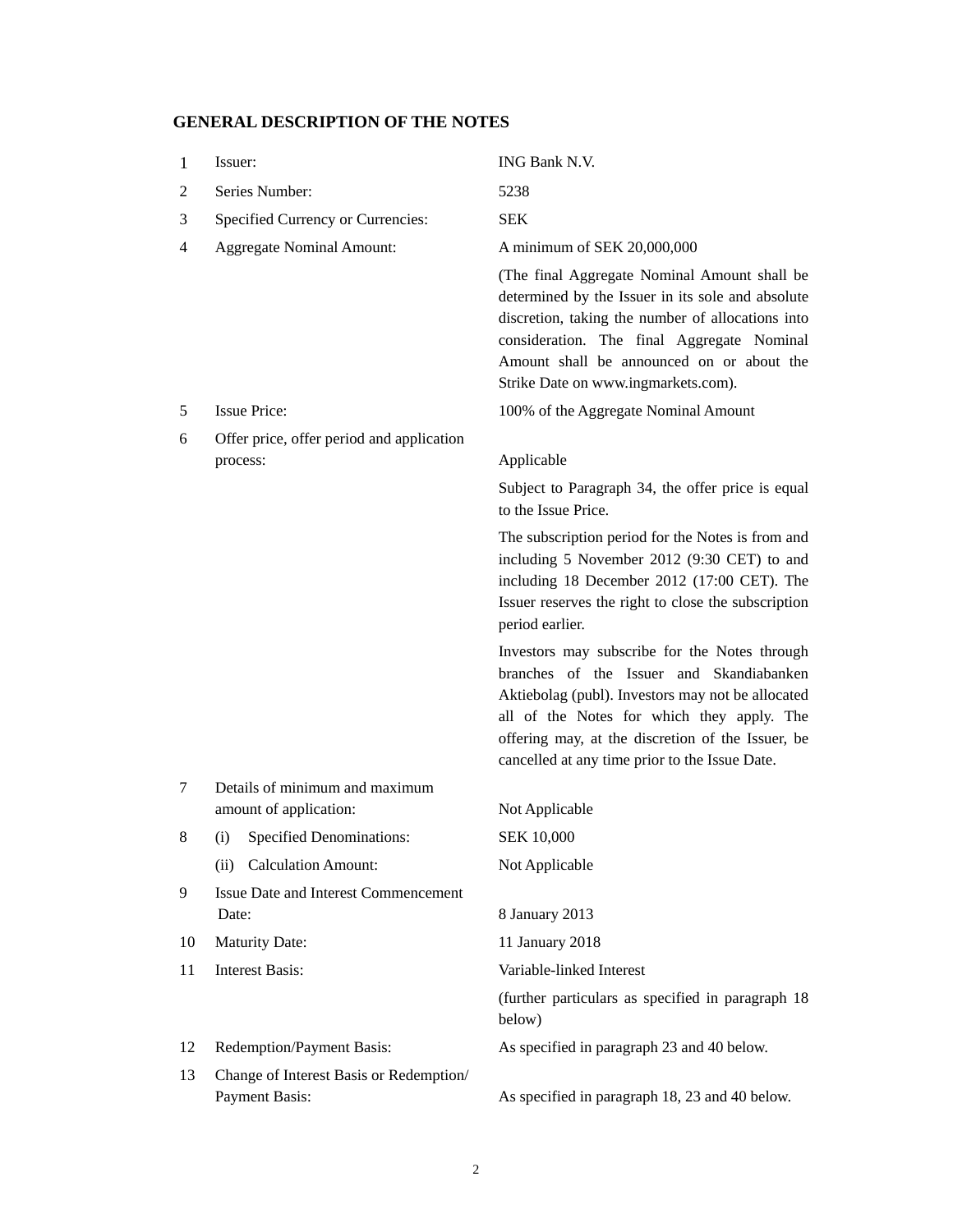## GENERAL DESCRIPTION OF THE NOTES

| | | |
|---|---|---|
| 1 | Issuer: | ING Bank N.V. |
| 2 | Series Number: | 5238 |
| 3 | Specified Currency or Currencies: | SEK |
| 4 | Aggregate Nominal Amount: | A minimum of SEK 20,000,000<br><br>(The final Aggregate Nominal Amount shall be determined by the Issuer in its sole and absolute discretion, taking the number of allocations into consideration. The final Aggregate Nominal Amount shall be announced on or about the Strike Date on www.ingmarkets.com). |
| 5 | Issue Price: | 100% of the Aggregate Nominal Amount |
| 6 | Offer price, offer period and application process: | Applicable<br><br>Subject to Paragraph 34, the offer price is equal to the Issue Price.<br><br>The subscription period for the Notes is from and including 5 November 2012 (9:30 CET) to and including 18 December 2012 (17:00 CET). The Issuer reserves the right to close the subscription period earlier.<br><br>Investors may subscribe for the Notes through branches of the Issuer and Skandiabanken Aktiebolag (publ). Investors may not be allocated all of the Notes for which they apply. The offering may, at the discretion of the Issuer, be cancelled at any time prior to the Issue Date. |
| 7 | Details of minimum and maximum amount of application: | Not Applicable |
| 8 | (i) Specified Denominations: | SEK 10,000 |
| | (ii) Calculation Amount: | Not Applicable |
| 9 | Issue Date and Interest Commencement Date: | 8 January 2013 |
| 10 | Maturity Date: | 11 January 2018 |
| 11 | Interest Basis: | Variable-linked Interest<br><br>(further particulars as specified in paragraph 18 below) |
| 12 | Redemption/Payment Basis: | As specified in paragraph 23 and 40 below. |
| 13 | Change of Interest Basis or Redemption/ Payment Basis: | As specified in paragraph 18, 23 and 40 below. |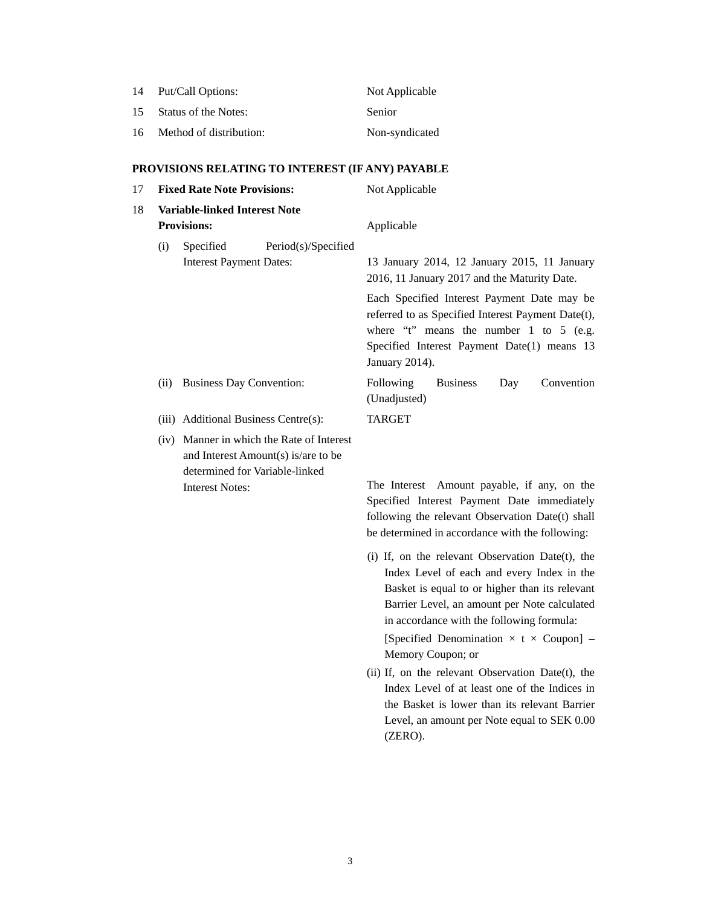| | | |
|---|---|---|
| 14 | Put/Call Options: | Not Applicable |
| 15 | Status of the Notes: | Senior |
| 16 | Method of distribution: | Non-syndicated |

## PROVISIONS RELATING TO INTEREST (IF ANY) PAYABLE

| | | |
|---|---|---|
| 17 | **Fixed Rate Note Provisions:** | Not Applicable |
| 18 | **Variable-linked Interest Note Provisions:** | Applicable |
| | (i) Specified Period(s)/Specified Interest Payment Dates: | 13 January 2014, 12 January 2015, 11 January 2016, 11 January 2017 and the Maturity Date.<br><br>Each Specified Interest Payment Date may be referred to as Specified Interest Payment Date(t), where "t" means the number 1 to 5 (e.g. Specified Interest Payment Date(1) means 13 January 2014). |
| | (ii) Business Day Convention: | Following Business Day Convention (Unadjusted) |
| | (iii) Additional Business Centre(s): | TARGET |
| | (iv) Manner in which the Rate of Interest and Interest Amount(s) is/are to be determined for Variable-linked Interest Notes: | The Interest Amount payable, if any, on the Specified Interest Payment Date immediately following the relevant Observation Date(t) shall be determined in accordance with the following:<br><br>(i) If, on the relevant Observation Date(t), the Index Level of each and every Index in the Basket is equal to or higher than its relevant Barrier Level, an amount per Note calculated in accordance with the following formula:<br><br>[Specified Denomination × t × Coupon] – Memory Coupon; or<br><br>(ii) If, on the relevant Observation Date(t), the Index Level of at least one of the Indices in the Basket is lower than its relevant Barrier Level, an amount per Note equal to SEK 0.00 (ZERO). |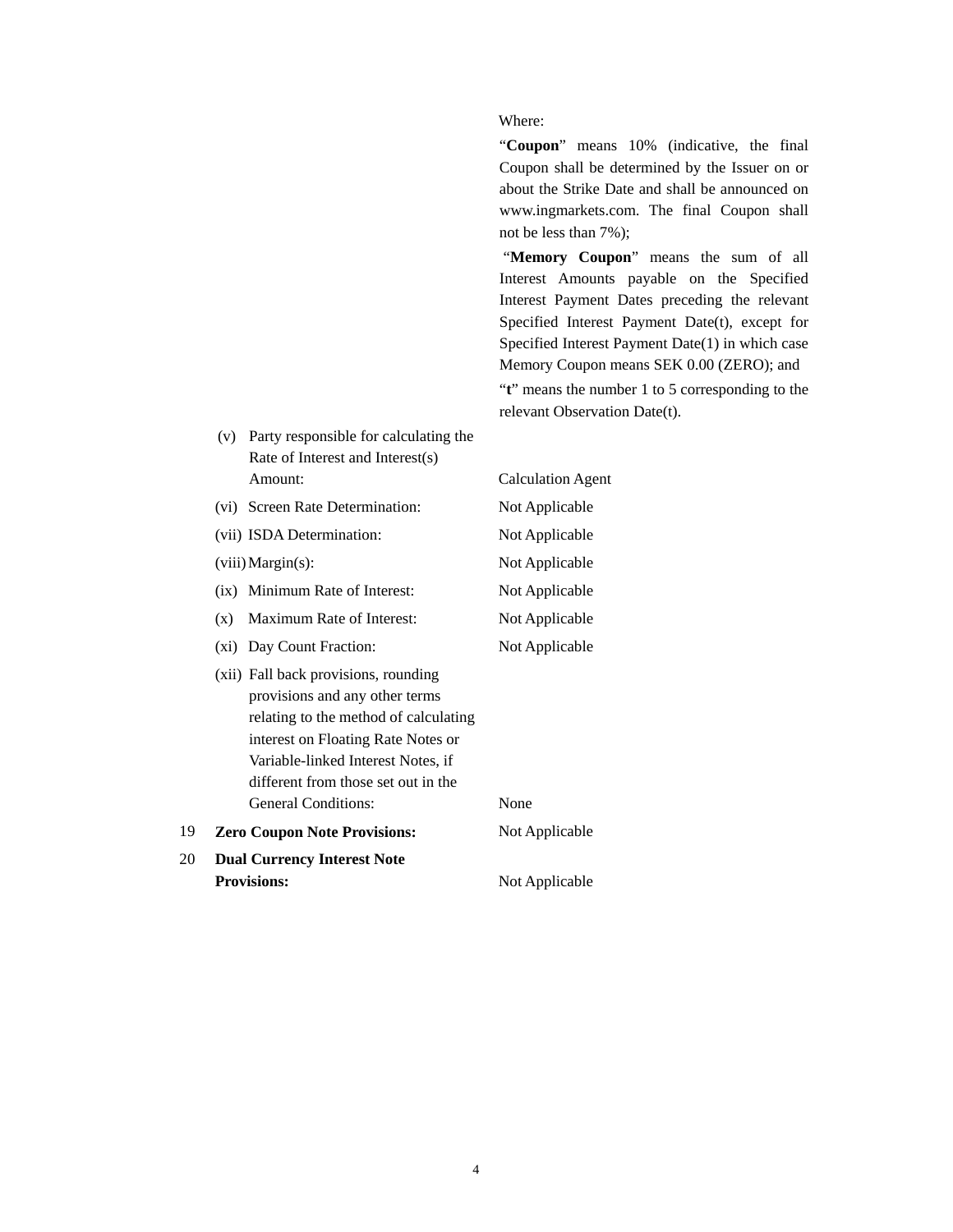Where:

"**Coupon**" means 10% (indicative, the final Coupon shall be determined by the Issuer on or about the Strike Date and shall be announced on www.ingmarkets.com. The final Coupon shall not be less than 7%);

"**Memory Coupon**" means the sum of all Interest Amounts payable on the Specified Interest Payment Dates preceding the relevant Specified Interest Payment Date(t), except for Specified Interest Payment Date(1) in which case Memory Coupon means SEK 0.00 (ZERO); and

"**t**" means the number 1 to 5 corresponding to the relevant Observation Date(t).

| | | |
|---|---|---|
| | (v) Party responsible for calculating the Rate of Interest and Interest(s) Amount: | Calculation Agent |
| | (vi) Screen Rate Determination: | Not Applicable |
| | (vii) ISDA Determination: | Not Applicable |
| | (viii) Margin(s): | Not Applicable |
| | (ix) Minimum Rate of Interest: | Not Applicable |
| | (x) Maximum Rate of Interest: | Not Applicable |
| | (xi) Day Count Fraction: | Not Applicable |
| | (xii) Fall back provisions, rounding provisions and any other terms relating to the method of calculating interest on Floating Rate Notes or Variable-linked Interest Notes, if different from those set out in the General Conditions: | None |
| 19 | **Zero Coupon Note Provisions:** | Not Applicable |
| 20 | **Dual Currency Interest Note Provisions:** | Not Applicable |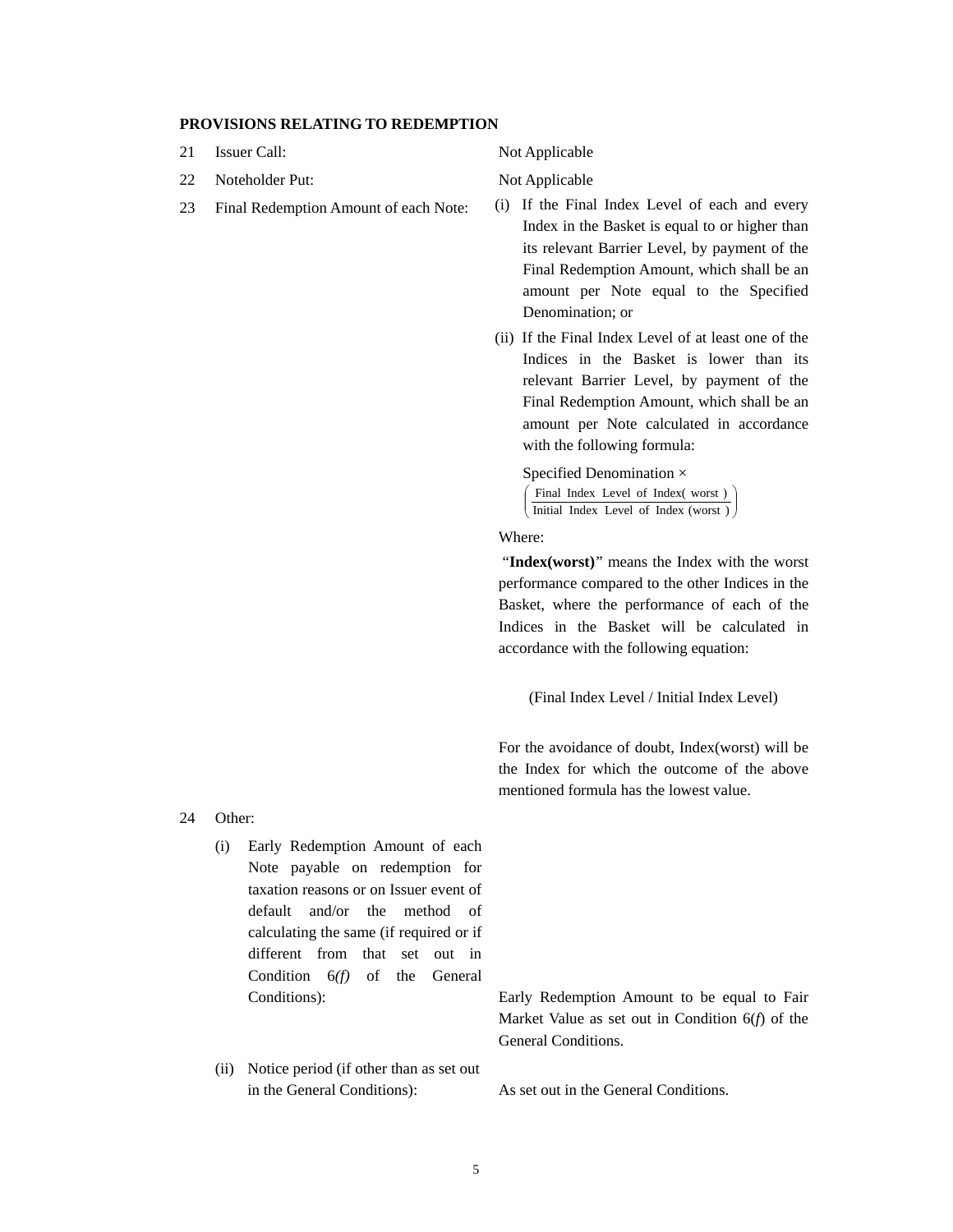**PROVISIONS RELATING TO REDEMPTION**

| | | |
|---|---|---|
| 21 | Issuer Call: | Not Applicable |
| 22 | Noteholder Put: | Not Applicable |
| 23 | Final Redemption Amount of each Note: | (i) If the Final Index Level of each and every Index in the Basket is equal to or higher than its relevant Barrier Level, by payment of the Final Redemption Amount, which shall be an amount per Note equal to the Specified Denomination; or |
| | | (ii) If the Final Index Level of at least one of the Indices in the Basket is lower than its relevant Barrier Level, by payment of the Final Redemption Amount, which shall be an amount per Note calculated in accordance with the following formula: |

$$\text{Specified Denomination} \times \left( \frac{\text{Final Index Level of Index(worst)}}{\text{Initial Index Level of Index (worst)}} \right)$$

Where:

"**Index(worst)**" means the Index with the worst performance compared to the other Indices in the Basket, where the performance of each of the Indices in the Basket will be calculated in accordance with the following equation:

(Final Index Level / Initial Index Level)

For the avoidance of doubt, Index(worst) will be the Index for which the outcome of the above mentioned formula has the lowest value.

24 Other:

| | | |
|---|---|---|
| (i) | Early Redemption Amount of each Note payable on redemption for taxation reasons or on Issuer event of default and/or the method of calculating the same (if required or if different from that set out in Condition 6*(f)* of the General Conditions): | Early Redemption Amount to be equal to Fair Market Value as set out in Condition 6(*f*) of the General Conditions. |
| (ii) | Notice period (if other than as set out in the General Conditions): | As set out in the General Conditions. |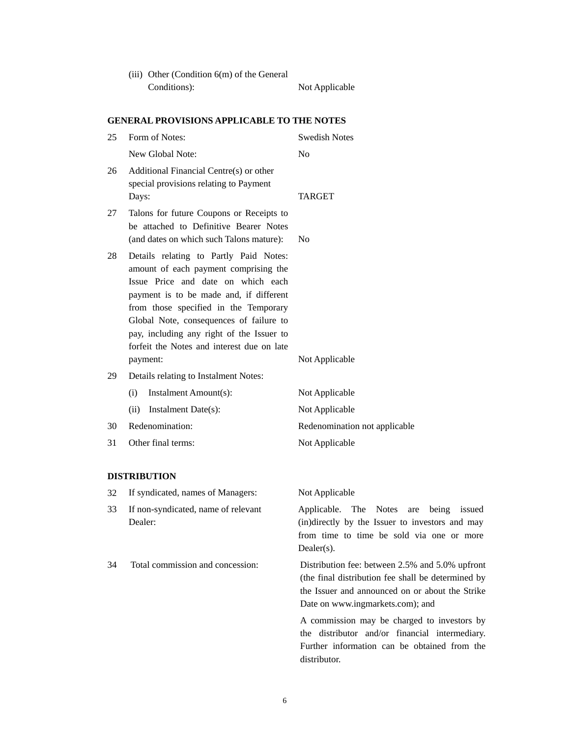| | | |
|---|---|---|
| | (iii) Other (Condition 6(m) of the General Conditions): | Not Applicable |

**GENERAL PROVISIONS APPLICABLE TO THE NOTES**

| | | |
|---|---|---|
| 25 | Form of Notes: | Swedish Notes |
| | New Global Note: | No |
| 26 | Additional Financial Centre(s) or other special provisions relating to Payment Days: | TARGET |
| 27 | Talons for future Coupons or Receipts to be attached to Definitive Bearer Notes (and dates on which such Talons mature): | No |
| 28 | Details relating to Partly Paid Notes: amount of each payment comprising the Issue Price and date on which each payment is to be made and, if different from those specified in the Temporary Global Note, consequences of failure to pay, including any right of the Issuer to forfeit the Notes and interest due on late payment: | Not Applicable |
| 29 | Details relating to Instalment Notes: | |
| | (i) Instalment Amount(s): | Not Applicable |
| | (ii) Instalment Date(s): | Not Applicable |
| 30 | Redenomination: | Redenomination not applicable |
| 31 | Other final terms: | Not Applicable |

**DISTRIBUTION**

| | | |
|---|---|---|
| 32 | If syndicated, names of Managers: | Not Applicable |
| 33 | If non-syndicated, name of relevant Dealer: | Applicable. The Notes are being issued (in)directly by the Issuer to investors and may from time to time be sold via one or more Dealer(s). |
| 34 | Total commission and concession: | Distribution fee: between 2.5% and 5.0% upfront (the final distribution fee shall be determined by the Issuer and announced on or about the Strike Date on www.ingmarkets.com); and<br><br>A commission may be charged to investors by the distributor and/or financial intermediary. Further information can be obtained from the distributor. |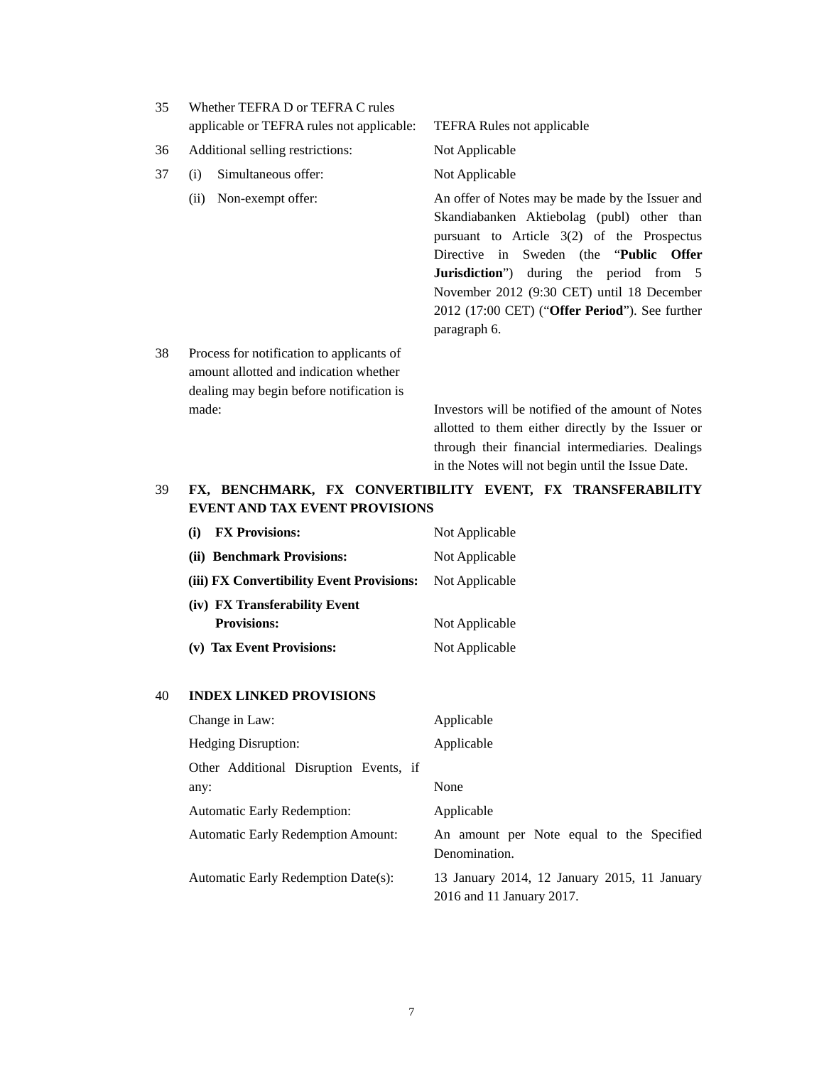| | | |
|---|---|---|
| 35 | Whether TEFRA D or TEFRA C rules applicable or TEFRA rules not applicable: | TEFRA Rules not applicable |
| 36 | Additional selling restrictions: | Not Applicable |
| 37 | (i) Simultaneous offer: | Not Applicable |
| | (ii) Non-exempt offer: | An offer of Notes may be made by the Issuer and Skandiabanken Aktiebolag (publ) other than pursuant to Article 3(2) of the Prospectus Directive in Sweden (the "**Public Offer Jurisdiction**") during the period from 5 November 2012 (9:30 CET) until 18 December 2012 (17:00 CET) ("**Offer Period**"). See further paragraph 6. |
| 38 | Process for notification to applicants of amount allotted and indication whether dealing may begin before notification is made: | Investors will be notified of the amount of Notes allotted to them either directly by the Issuer or through their financial intermediaries. Dealings in the Notes will not begin until the Issue Date. |

39 **FX, BENCHMARK, FX CONVERTIBILITY EVENT, FX TRANSFERABILITY EVENT AND TAX EVENT PROVISIONS**

| | |
|---|---|
| **(i) FX Provisions:** | Not Applicable |
| **(ii) Benchmark Provisions:** | Not Applicable |
| **(iii) FX Convertibility Event Provisions:** | Not Applicable |
| **(iv) FX Transferability Event Provisions:** | Not Applicable |
| **(v) Tax Event Provisions:** | Not Applicable |

40 **INDEX LINKED PROVISIONS**

| | |
|---|---|
| Change in Law: | Applicable |
| Hedging Disruption: | Applicable |
| Other Additional Disruption Events, if any: | None |
| Automatic Early Redemption: | Applicable |
| Automatic Early Redemption Amount: | An amount per Note equal to the Specified Denomination. |
| Automatic Early Redemption Date(s): | 13 January 2014, 12 January 2015, 11 January 2016 and 11 January 2017. |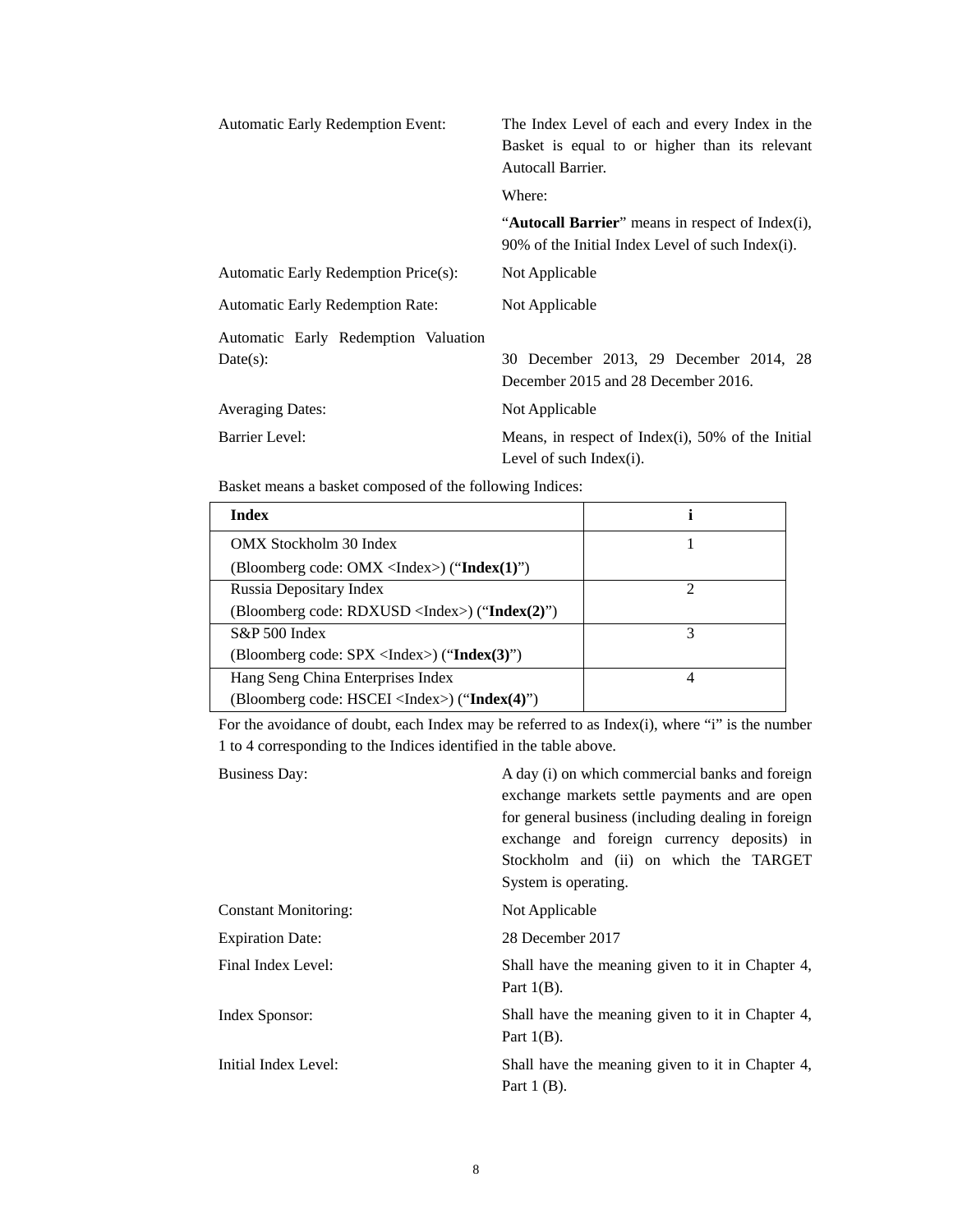| | |
|---|---|
| Automatic Early Redemption Event: | The Index Level of each and every Index in the Basket is equal to or higher than its relevant Autocall Barrier. |
| | Where: |
| | "**Autocall Barrier**" means in respect of Index(i), 90% of the Initial Index Level of such Index(i). |
| Automatic Early Redemption Price(s): | Not Applicable |
| Automatic Early Redemption Rate: | Not Applicable |
| Automatic Early Redemption Valuation Date(s): | 30 December 2013, 29 December 2014, 28 December 2015 and 28 December 2016. |
| Averaging Dates: | Not Applicable |
| Barrier Level: | Means, in respect of Index(i), 50% of the Initial Level of such Index(i). |

Basket means a basket composed of the following Indices:

| **Index** | **i** |
|---|---|
| OMX Stockholm 30 Index (Bloomberg code: OMX <Index>) ("**Index(1)**") | 1 |
| Russia Depositary Index (Bloomberg code: RDXUSD <Index>) ("**Index(2)**") | 2 |
| S&P 500 Index (Bloomberg code: SPX <Index>) ("**Index(3)**") | 3 |
| Hang Seng China Enterprises Index (Bloomberg code: HSCEI <Index>) ("**Index(4)**") | 4 |

For the avoidance of doubt, each Index may be referred to as Index(i), where "i" is the number 1 to 4 corresponding to the Indices identified in the table above.

| | |
|---|---|
| Business Day: | A day (i) on which commercial banks and foreign exchange markets settle payments and are open for general business (including dealing in foreign exchange and foreign currency deposits) in Stockholm and (ii) on which the TARGET System is operating. |
| Constant Monitoring: | Not Applicable |
| Expiration Date: | 28 December 2017 |
| Final Index Level: | Shall have the meaning given to it in Chapter 4, Part 1(B). |
| Index Sponsor: | Shall have the meaning given to it in Chapter 4, Part 1(B). |
| Initial Index Level: | Shall have the meaning given to it in Chapter 4, Part 1 (B). |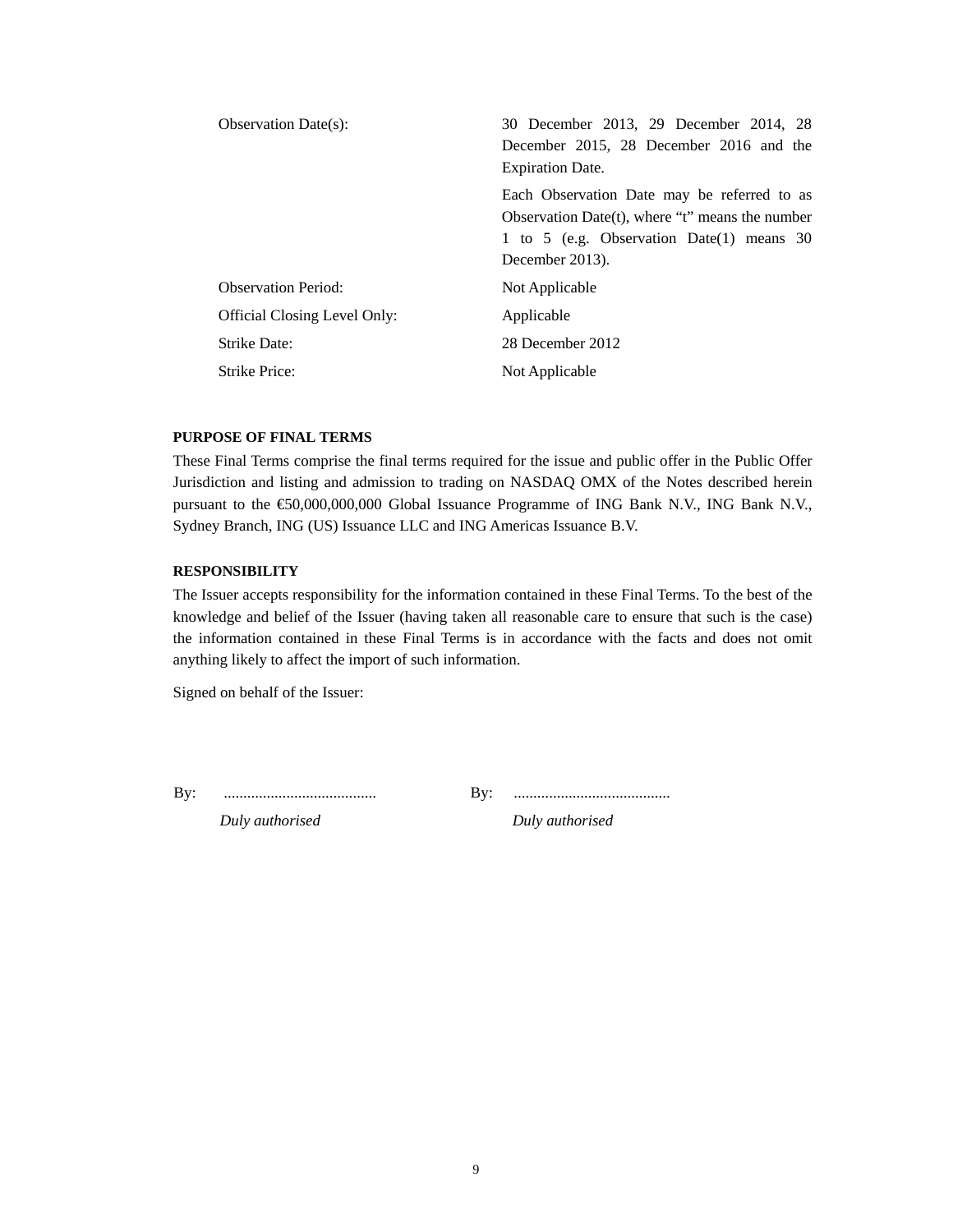| | |
|---|---|
| Observation Date(s): | 30 December 2013, 29 December 2014, 28 December 2015, 28 December 2016 and the Expiration Date.<br><br>Each Observation Date may be referred to as Observation Date(t), where "t" means the number 1 to 5 (e.g. Observation Date(1) means 30 December 2013). |
| Observation Period: | Not Applicable |
| Official Closing Level Only: | Applicable |
| Strike Date: | 28 December 2012 |
| Strike Price: | Not Applicable |

**PURPOSE OF FINAL TERMS**

These Final Terms comprise the final terms required for the issue and public offer in the Public Offer Jurisdiction and listing and admission to trading on NASDAQ OMX of the Notes described herein pursuant to the €50,000,000,000 Global Issuance Programme of ING Bank N.V., ING Bank N.V., Sydney Branch, ING (US) Issuance LLC and ING Americas Issuance B.V.

**RESPONSIBILITY**

The Issuer accepts responsibility for the information contained in these Final Terms. To the best of the knowledge and belief of the Issuer (having taken all reasonable care to ensure that such is the case) the information contained in these Final Terms is in accordance with the facts and does not omit anything likely to affect the import of such information.

Signed on behalf of the Issuer:

By: ....................................... By: ........................................

*Duly authorised* *Duly authorised*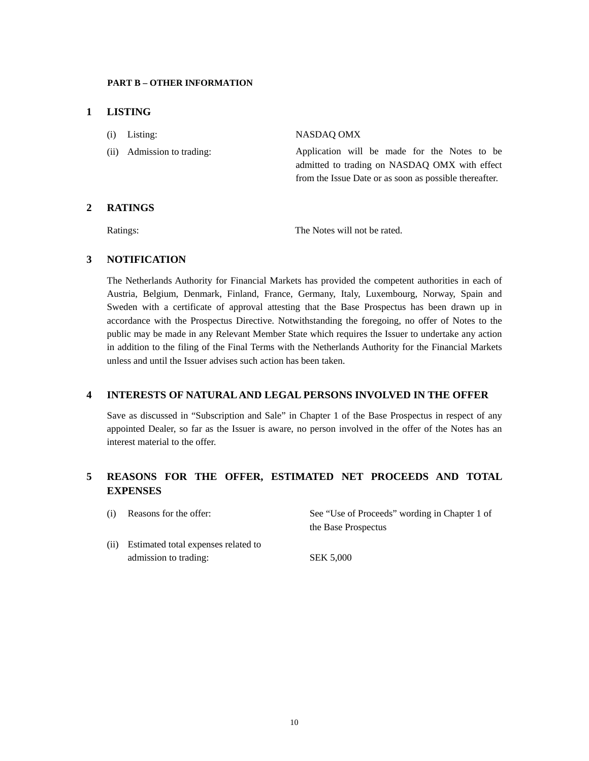**PART B – OTHER INFORMATION**

## 1 LISTING

| | |
|---|---|
| (i) Listing: | NASDAQ OMX |
| (ii) Admission to trading: | Application will be made for the Notes to be admitted to trading on NASDAQ OMX with effect from the Issue Date or as soon as possible thereafter. |

## 2 RATINGS

| | |
|---|---|
| Ratings: | The Notes will not be rated. |

## 3 NOTIFICATION

The Netherlands Authority for Financial Markets has provided the competent authorities in each of Austria, Belgium, Denmark, Finland, France, Germany, Italy, Luxembourg, Norway, Spain and Sweden with a certificate of approval attesting that the Base Prospectus has been drawn up in accordance with the Prospectus Directive. Notwithstanding the foregoing, no offer of Notes to the public may be made in any Relevant Member State which requires the Issuer to undertake any action in addition to the filing of the Final Terms with the Netherlands Authority for the Financial Markets unless and until the Issuer advises such action has been taken.

## 4 INTERESTS OF NATURAL AND LEGAL PERSONS INVOLVED IN THE OFFER

Save as discussed in "Subscription and Sale" in Chapter 1 of the Base Prospectus in respect of any appointed Dealer, so far as the Issuer is aware, no person involved in the offer of the Notes has an interest material to the offer.

## 5 REASONS FOR THE OFFER, ESTIMATED NET PROCEEDS AND TOTAL EXPENSES

| | |
|---|---|
| (i) Reasons for the offer: | See "Use of Proceeds" wording in Chapter 1 of the Base Prospectus |
| (ii) Estimated total expenses related to admission to trading: | SEK 5,000 |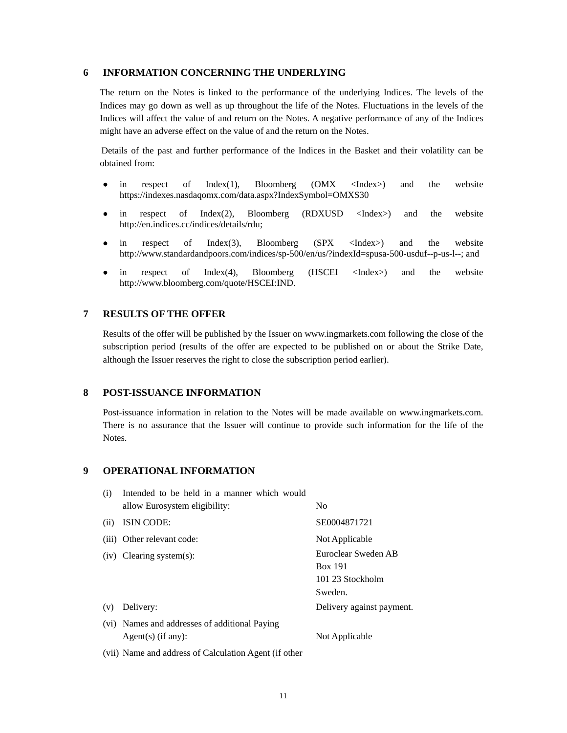## 6 INFORMATION CONCERNING THE UNDERLYING

The return on the Notes is linked to the performance of the underlying Indices. The levels of the Indices may go down as well as up throughout the life of the Notes. Fluctuations in the levels of the Indices will affect the value of and return on the Notes. A negative performance of any of the Indices might have an adverse effect on the value of and the return on the Notes.

Details of the past and further performance of the Indices in the Basket and their volatility can be obtained from:

- in respect of Index(1), Bloomberg (OMX <Index>) and the website https://indexes.nasdaqomx.com/data.aspx?IndexSymbol=OMXS30
- in respect of Index(2), Bloomberg (RDXUSD <Index>) and the website http://en.indices.cc/indices/details/rdu;
- in respect of Index(3), Bloomberg (SPX <Index>) and the website http://www.standardandpoors.com/indices/sp-500/en/us/?indexId=spusa-500-usduf--p-us-l--; and
- in respect of Index(4), Bloomberg (HSCEI <Index>) and the website http://www.bloomberg.com/quote/HSCEI:IND.

## 7 RESULTS OF THE OFFER

Results of the offer will be published by the Issuer on www.ingmarkets.com following the close of the subscription period (results of the offer are expected to be published on or about the Strike Date, although the Issuer reserves the right to close the subscription period earlier).

## 8 POST-ISSUANCE INFORMATION

Post-issuance information in relation to the Notes will be made available on www.ingmarkets.com. There is no assurance that the Issuer will continue to provide such information for the life of the Notes.

## 9 OPERATIONAL INFORMATION

| | | |
|---|---|---|
| (i) | Intended to be held in a manner which would allow Eurosystem eligibility: | No |
| (ii) | ISIN CODE: | SE0004871721 |
| (iii) | Other relevant code: | Not Applicable |
| (iv) | Clearing system(s): | Euroclear Sweden AB<br>Box 191<br>101 23 Stockholm<br>Sweden. |
| (v) | Delivery: | Delivery against payment. |
| (vi) | Names and addresses of additional Paying Agent(s) (if any): | Not Applicable |
| (vii) | Name and address of Calculation Agent (if other | |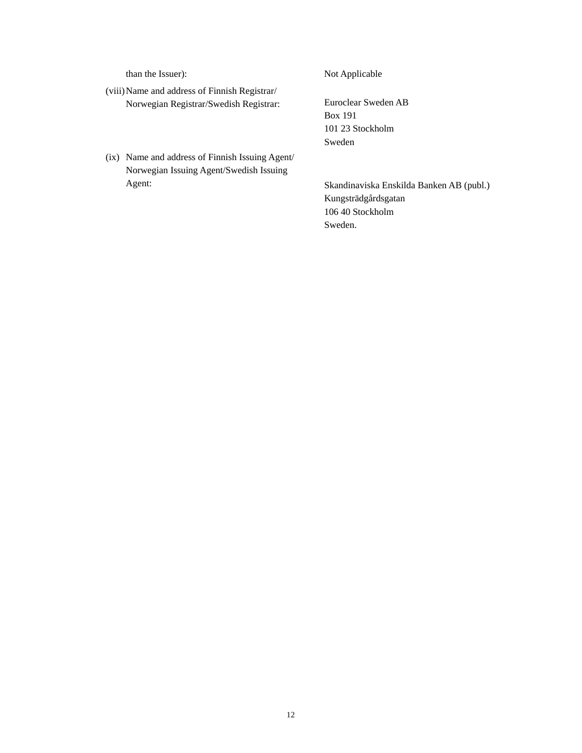| | |
|---|---|
| than the Issuer): | Not Applicable |
| (viii) Name and address of Finnish Registrar/ Norwegian Registrar/Swedish Registrar: | Euroclear Sweden AB<br>Box 191<br>101 23 Stockholm<br>Sweden |
| (ix) Name and address of Finnish Issuing Agent/ Norwegian Issuing Agent/Swedish Issuing Agent: | Skandinaviska Enskilda Banken AB (publ.)<br>Kungsträdgårdsgatan<br>106 40 Stockholm<br>Sweden. |